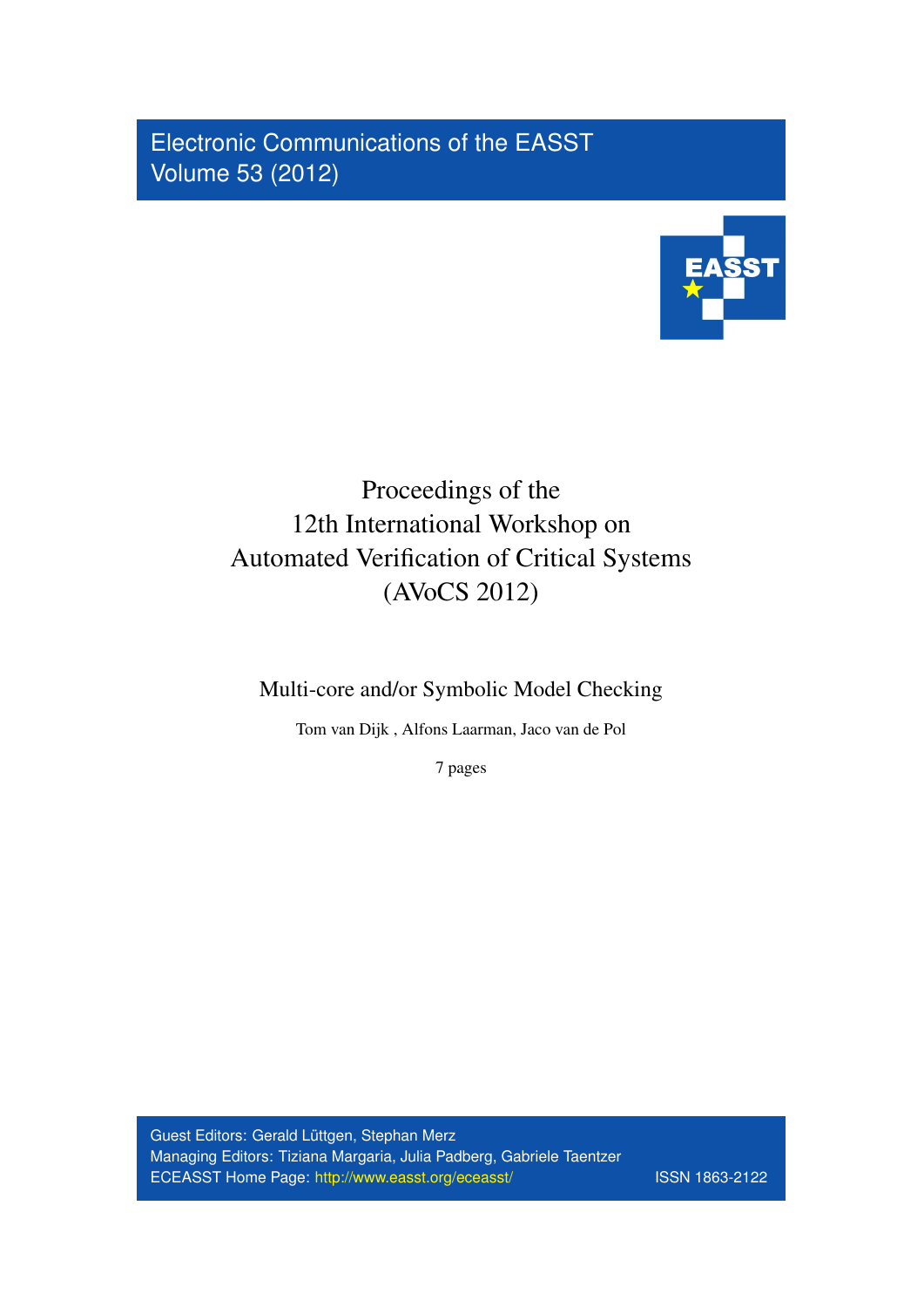Electronic Communications of the EASST
Volume 53 (2012)

# Proceedings of the 12th International Workshop on Automated Verification of Critical Systems (AVoCS 2012)

## Multi-core and/or Symbolic Model Checking

Tom van Dijk , Alfons Laarman, Jaco van de Pol

7 pages

Guest Editors: Gerald Lüttgen, Stephan Merz
Managing Editors: Tiziana Margaria, Julia Padberg, Gabriele Taentzer
ECEASST Home Page: http://www.easst.org/eceasst/ ISSN 1863-2122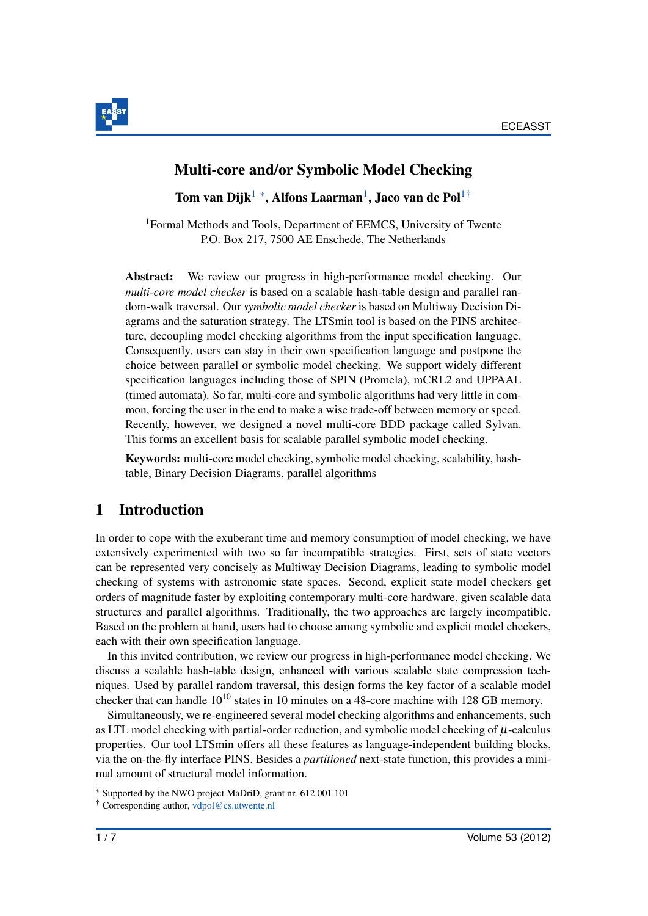# Multi-core and/or Symbolic Model Checking

**Tom van Dijk**[1] [*], **Alfons Laarman**[1], **Jaco van de Pol**[1] [†]

[1]Formal Methods and Tools, Department of EEMCS, University of Twente
P.O. Box 217, 7500 AE Enschede, The Netherlands

**Abstract:** We review our progress in high-performance model checking. Our *multi-core model checker* is based on a scalable hash-table design and parallel random-walk traversal. Our *symbolic model checker* is based on Multiway Decision Diagrams and the saturation strategy. The LTSmin tool is based on the PINS architecture, decoupling model checking algorithms from the input specification language. Consequently, users can stay in their own specification language and postpone the choice between parallel or symbolic model checking. We support widely different specification languages including those of SPIN (Promela), mCRL2 and UPPAAL (timed automata). So far, multi-core and symbolic algorithms had very little in common, forcing the user in the end to make a wise trade-off between memory or speed. Recently, however, we designed a novel multi-core BDD package called Sylvan. This forms an excellent basis for scalable parallel symbolic model checking.

**Keywords:** multi-core model checking, symbolic model checking, scalability, hash-table, Binary Decision Diagrams, parallel algorithms

## 1 Introduction

In order to cope with the exuberant time and memory consumption of model checking, we have extensively experimented with two so far incompatible strategies. First, sets of state vectors can be represented very concisely as Multiway Decision Diagrams, leading to symbolic model checking of systems with astronomic state spaces. Second, explicit state model checkers get orders of magnitude faster by exploiting contemporary multi-core hardware, given scalable data structures and parallel algorithms. Traditionally, the two approaches are largely incompatible. Based on the problem at hand, users had to choose among symbolic and explicit model checkers, each with their own specification language.

In this invited contribution, we review our progress in high-performance model checking. We discuss a scalable hash-table design, enhanced with various scalable state compression techniques. Used by parallel random traversal, this design forms the key factor of a scalable model checker that can handle $10^{10}$ states in 10 minutes on a 48-core machine with 128 GB memory.

Simultaneously, we re-engineered several model checking algorithms and enhancements, such as LTL model checking with partial-order reduction, and symbolic model checking of $\mu$-calculus properties. Our tool LTSmin offers all these features as language-independent building blocks, via the on-the-fly interface PINS. Besides a *partitioned* next-state function, this provides a minimal amount of structural model information.

[*] Supported by the NWO project MaDriD, grant nr. 612.001.101

[†] Corresponding author, vdpol@cs.utwente.nl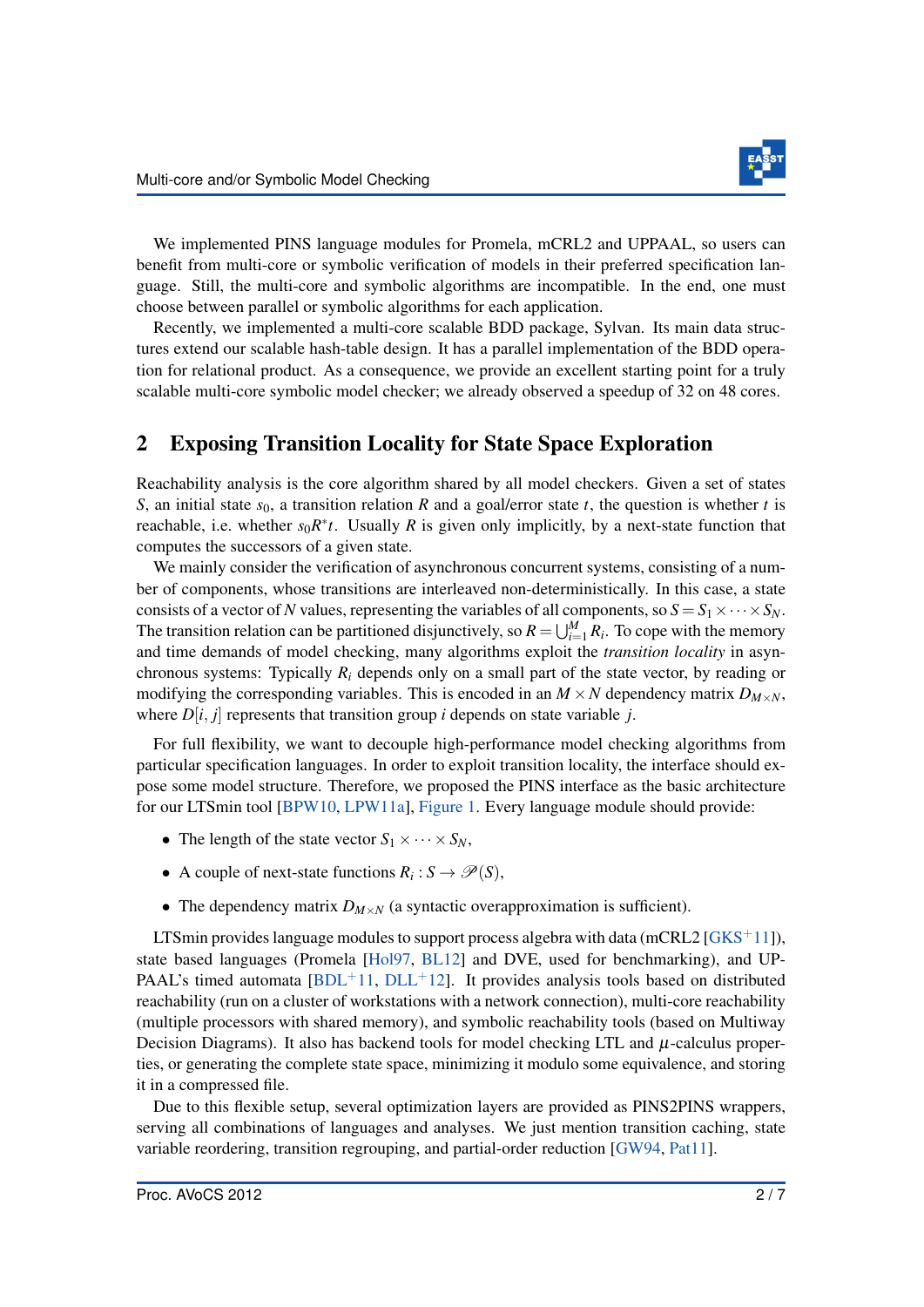We implemented PINS language modules for Promela, mCRL2 and UPPAAL, so users can benefit from multi-core or symbolic verification of models in their preferred specification language. Still, the multi-core and symbolic algorithms are incompatible. In the end, one must choose between parallel or symbolic algorithms for each application.

Recently, we implemented a multi-core scalable BDD package, Sylvan. Its main data structures extend our scalable hash-table design. It has a parallel implementation of the BDD operation for relational product. As a consequence, we provide an excellent starting point for a truly scalable multi-core symbolic model checker; we already observed a speedup of 32 on 48 cores.

## 2 Exposing Transition Locality for State Space Exploration

Reachability analysis is the core algorithm shared by all model checkers. Given a set of states $S$, an initial state $s_0$, a transition relation $R$ and a goal/error state $t$, the question is whether $t$ is reachable, i.e. whether $s_0 R^* t$. Usually $R$ is given only implicitly, by a next-state function that computes the successors of a given state.

We mainly consider the verification of asynchronous concurrent systems, consisting of a number of components, whose transitions are interleaved non-deterministically. In this case, a state consists of a vector of $N$ values, representing the variables of all components, so $S = S_1 \times \cdots \times S_N$. The transition relation can be partitioned disjunctively, so $R = \bigcup_{i=1}^{M} R_i$. To cope with the memory and time demands of model checking, many algorithms exploit the *transition locality* in asynchronous systems: Typically $R_i$ depends only on a small part of the state vector, by reading or modifying the corresponding variables. This is encoded in an $M \times N$ dependency matrix $D_{M \times N}$, where $D[i, j]$ represents that transition group $i$ depends on state variable $j$.

For full flexibility, we want to decouple high-performance model checking algorithms from particular specification languages. In order to exploit transition locality, the interface should expose some model structure. Therefore, we proposed the PINS interface as the basic architecture for our LTSmin tool [BPW10, LPW11a], Figure 1. Every language module should provide:

- The length of the state vector $S_1 \times \cdots \times S_N$,
- A couple of next-state functions $R_i : S \to \mathscr{P}(S)$,
- The dependency matrix $D_{M \times N}$ (a syntactic overapproximation is sufficient).

LTSmin provides language modules to support process algebra with data (mCRL2 [GKS+11]), state based languages (Promela [Hol97, BL12] and DVE, used for benchmarking), and UPPAAL's timed automata [BDL+11, DLL+12]. It provides analysis tools based on distributed reachability (run on a cluster of workstations with a network connection), multi-core reachability (multiple processors with shared memory), and symbolic reachability tools (based on Multiway Decision Diagrams). It also has backend tools for model checking LTL and $\mu$-calculus properties, or generating the complete state space, minimizing it modulo some equivalence, and storing it in a compressed file.

Due to this flexible setup, several optimization layers are provided as PINS2PINS wrappers, serving all combinations of languages and analyses. We just mention transition caching, state variable reordering, transition regrouping, and partial-order reduction [GW94, Pat11].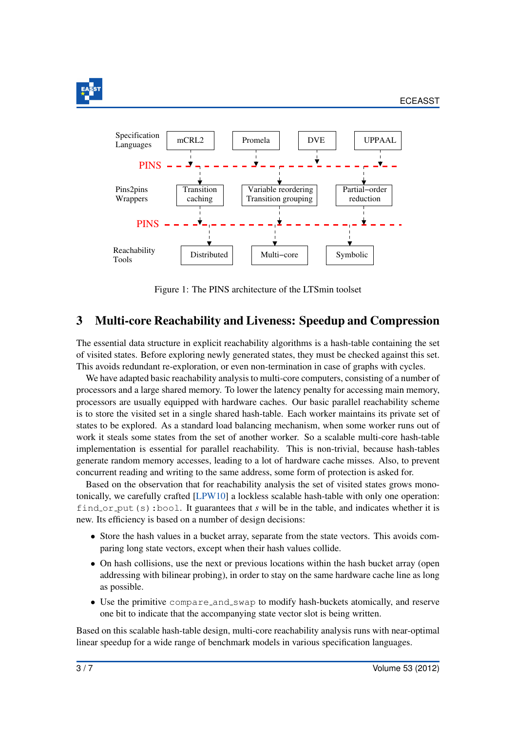Figure 1: The PINS architecture of the LTSmin toolset

## 3 Multi-core Reachability and Liveness: Speedup and Compression

The essential data structure in explicit reachability algorithms is a hash-table containing the set of visited states. Before exploring newly generated states, they must be checked against this set. This avoids redundant re-exploration, or even non-termination in case of graphs with cycles.

We have adapted basic reachability analysis to multi-core computers, consisting of a number of processors and a large shared memory. To lower the latency penalty for accessing main memory, processors are usually equipped with hardware caches. Our basic parallel reachability scheme is to store the visited set in a single shared hash-table. Each worker maintains its private set of states to be explored. As a standard load balancing mechanism, when some worker runs out of work it steals some states from the set of another worker. So a scalable multi-core hash-table implementation is essential for parallel reachability. This is non-trivial, because hash-tables generate random memory accesses, leading to a lot of hardware cache misses. Also, to prevent concurrent reading and writing to the same address, some form of protection is asked for.

Based on the observation that for reachability analysis the set of visited states grows monotonically, we carefully crafted [LPW10] a lockless scalable hash-table with only one operation: `find_or_put(s):bool`. It guarantees that *s* will be in the table, and indicates whether it is new. Its efficiency is based on a number of design decisions:

- Store the hash values in a bucket array, separate from the state vectors. This avoids comparing long state vectors, except when their hash values collide.
- On hash collisions, use the next or previous locations within the hash bucket array (open addressing with bilinear probing), in order to stay on the same hardware cache line as long as possible.
- Use the primitive `compare_and_swap` to modify hash-buckets atomically, and reserve one bit to indicate that the accompanying state vector slot is being written.

Based on this scalable hash-table design, multi-core reachability analysis runs with near-optimal linear speedup for a wide range of benchmark models in various specification languages.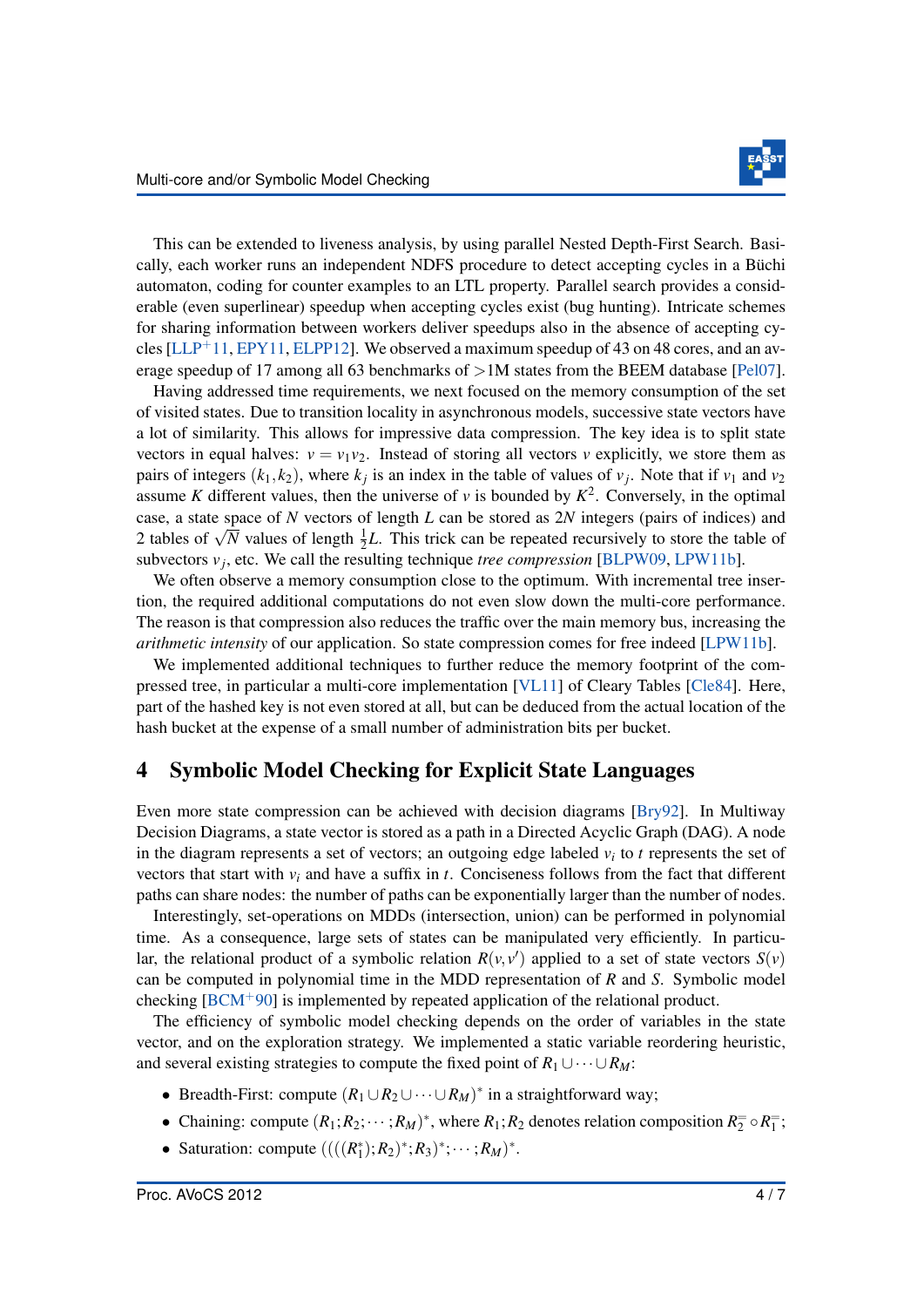This can be extended to liveness analysis, by using parallel Nested Depth-First Search. Basically, each worker runs an independent NDFS procedure to detect accepting cycles in a Büchi automaton, coding for counter examples to an LTL property. Parallel search provides a considerable (even superlinear) speedup when accepting cycles exist (bug hunting). Intricate schemes for sharing information between workers deliver speedups also in the absence of accepting cycles [LLP+11, EPY11, ELPP12]. We observed a maximum speedup of 43 on 48 cores, and an average speedup of 17 among all 63 benchmarks of >1M states from the BEEM database [Pel07].

Having addressed time requirements, we next focused on the memory consumption of the set of visited states. Due to transition locality in asynchronous models, successive state vectors have a lot of similarity. This allows for impressive data compression. The key idea is to split state vectors in equal halves: $v = v_1 v_2$. Instead of storing all vectors $v$ explicitly, we store them as pairs of integers $(k_1, k_2)$, where $k_j$ is an index in the table of values of $v_j$. Note that if $v_1$ and $v_2$ assume $K$ different values, then the universe of $v$ is bounded by $K^2$. Conversely, in the optimal case, a state space of $N$ vectors of length $L$ can be stored as $2N$ integers (pairs of indices) and 2 tables of $\sqrt{N}$ values of length $\frac{1}{2}L$. This trick can be repeated recursively to store the table of subvectors $v_j$, etc. We call the resulting technique *tree compression* [BLPW09, LPW11b].

We often observe a memory consumption close to the optimum. With incremental tree insertion, the required additional computations do not even slow down the multi-core performance. The reason is that compression also reduces the traffic over the main memory bus, increasing the *arithmetic intensity* of our application. So state compression comes for free indeed [LPW11b].

We implemented additional techniques to further reduce the memory footprint of the compressed tree, in particular a multi-core implementation [VL11] of Cleary Tables [Cle84]. Here, part of the hashed key is not even stored at all, but can be deduced from the actual location of the hash bucket at the expense of a small number of administration bits per bucket.

## 4 Symbolic Model Checking for Explicit State Languages

Even more state compression can be achieved with decision diagrams [Bry92]. In Multiway Decision Diagrams, a state vector is stored as a path in a Directed Acyclic Graph (DAG). A node in the diagram represents a set of vectors; an outgoing edge labeled $v_i$ to $t$ represents the set of vectors that start with $v_i$ and have a suffix in $t$. Conciseness follows from the fact that different paths can share nodes: the number of paths can be exponentially larger than the number of nodes.

Interestingly, set-operations on MDDs (intersection, union) can be performed in polynomial time. As a consequence, large sets of states can be manipulated very efficiently. In particular, the relational product of a symbolic relation $R(v, v')$ applied to a set of state vectors $S(v)$ can be computed in polynomial time in the MDD representation of $R$ and $S$. Symbolic model checking [BCM+90] is implemented by repeated application of the relational product.

The efficiency of symbolic model checking depends on the order of variables in the state vector, and on the exploration strategy. We implemented a static variable reordering heuristic, and several existing strategies to compute the fixed point of $R_1 \cup \cdots \cup R_M$:

- Breadth-First: compute $(R_1 \cup R_2 \cup \cdots \cup R_M)^*$ in a straightforward way;
- Chaining: compute $(R_1; R_2; \cdots; R_M)^*$, where $R_1; R_2$ denotes relation composition $R_2^{=} \circ R_1^{=}$;
- Saturation: compute $((((R_1^*); R_2)^*; R_3)^*; \cdots; R_M)^*$.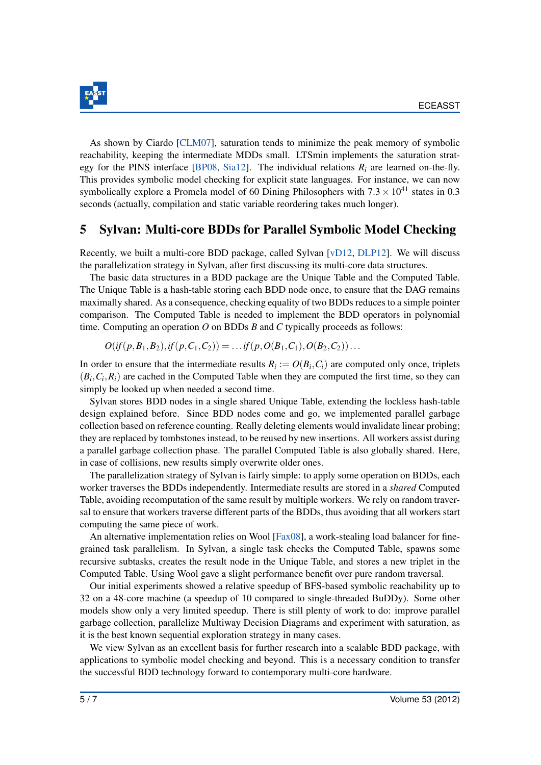As shown by Ciardo [CLM07], saturation tends to minimize the peak memory of symbolic reachability, keeping the intermediate MDDs small. LTSmin implements the saturation strategy for the PINS interface [BP08, Sia12]. The individual relations $R_i$ are learned on-the-fly. This provides symbolic model checking for explicit state languages. For instance, we can now symbolically explore a Promela model of 60 Dining Philosophers with $7.3 \times 10^{41}$ states in 0.3 seconds (actually, compilation and static variable reordering takes much longer).

## 5 Sylvan: Multi-core BDDs for Parallel Symbolic Model Checking

Recently, we built a multi-core BDD package, called Sylvan [vD12, DLP12]. We will discuss the parallelization strategy in Sylvan, after first discussing its multi-core data structures.

The basic data structures in a BDD package are the Unique Table and the Computed Table. The Unique Table is a hash-table storing each BDD node once, to ensure that the DAG remains maximally shared. As a consequence, checking equality of two BDDs reduces to a simple pointer comparison. The Computed Table is needed to implement the BDD operators in polynomial time. Computing an operation $O$ on BDDs $B$ and $C$ typically proceeds as follows:

$$O(\mathit{if}(p, B_1, B_2), \mathit{if}(p, C_1, C_2)) = \ldots \mathit{if}(p, O(B_1, C_1), O(B_2, C_2)) \ldots$$

In order to ensure that the intermediate results $R_i := O(B_i, C_i)$ are computed only once, triplets $(B_i, C_i, R_i)$ are cached in the Computed Table when they are computed the first time, so they can simply be looked up when needed a second time.

Sylvan stores BDD nodes in a single shared Unique Table, extending the lockless hash-table design explained before. Since BDD nodes come and go, we implemented parallel garbage collection based on reference counting. Really deleting elements would invalidate linear probing; they are replaced by tombstones instead, to be reused by new insertions. All workers assist during a parallel garbage collection phase. The parallel Computed Table is also globally shared. Here, in case of collisions, new results simply overwrite older ones.

The parallelization strategy of Sylvan is fairly simple: to apply some operation on BDDs, each worker traverses the BDDs independently. Intermediate results are stored in a *shared* Computed Table, avoiding recomputation of the same result by multiple workers. We rely on random traversal to ensure that workers traverse different parts of the BDDs, thus avoiding that all workers start computing the same piece of work.

An alternative implementation relies on Wool [Fax08], a work-stealing load balancer for fine-grained task parallelism. In Sylvan, a single task checks the Computed Table, spawns some recursive subtasks, creates the result node in the Unique Table, and stores a new triplet in the Computed Table. Using Wool gave a slight performance benefit over pure random traversal.

Our initial experiments showed a relative speedup of BFS-based symbolic reachability up to 32 on a 48-core machine (a speedup of 10 compared to single-threaded BuDDy). Some other models show only a very limited speedup. There is still plenty of work to do: improve parallel garbage collection, parallelize Multiway Decision Diagrams and experiment with saturation, as it is the best known sequential exploration strategy in many cases.

We view Sylvan as an excellent basis for further research into a scalable BDD package, with applications to symbolic model checking and beyond. This is a necessary condition to transfer the successful BDD technology forward to contemporary multi-core hardware.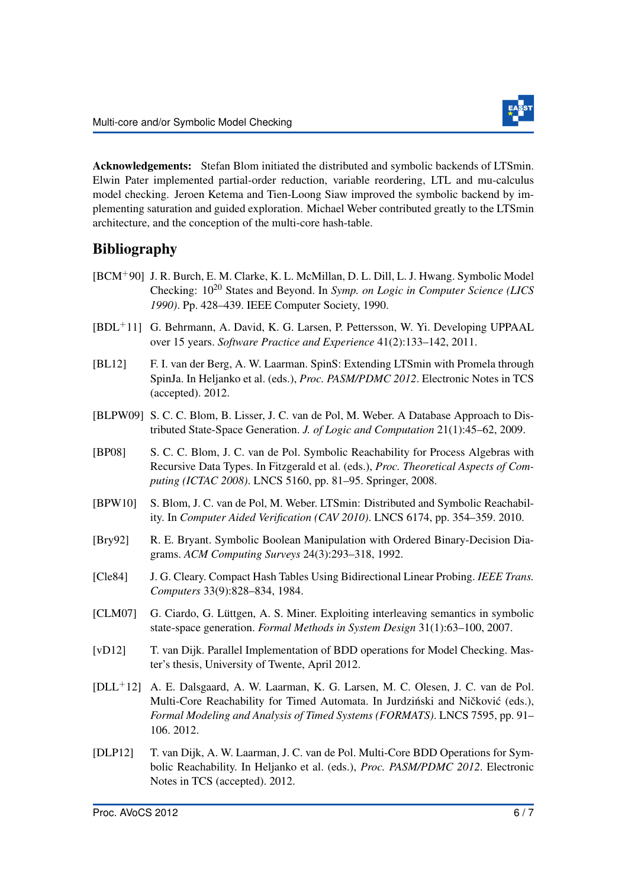**Acknowledgements:** Stefan Blom initiated the distributed and symbolic backends of LTSmin. Elwin Pater implemented partial-order reduction, variable reordering, LTL and mu-calculus model checking. Jeroen Ketema and Tien-Loong Siaw improved the symbolic backend by implementing saturation and guided exploration. Michael Weber contributed greatly to the LTSmin architecture, and the conception of the multi-core hash-table.

## Bibliography

[BCM+90] J. R. Burch, E. M. Clarke, K. L. McMillan, D. L. Dill, L. J. Hwang. Symbolic Model Checking: $10^{20}$ States and Beyond. In *Symp. on Logic in Computer Science (LICS 1990)*. Pp. 428–439. IEEE Computer Society, 1990.

[BDL+11] G. Behrmann, A. David, K. G. Larsen, P. Pettersson, W. Yi. Developing UPPAAL over 15 years. *Software Practice and Experience* 41(2):133–142, 2011.

[BL12] F. I. van der Berg, A. W. Laarman. SpinS: Extending LTSmin with Promela through SpinJa. In Heljanko et al. (eds.), *Proc. PASM/PDMC 2012*. Electronic Notes in TCS (accepted). 2012.

[BLPW09] S. C. C. Blom, B. Lisser, J. C. van de Pol, M. Weber. A Database Approach to Distributed State-Space Generation. *J. of Logic and Computation* 21(1):45–62, 2009.

[BP08] S. C. C. Blom, J. C. van de Pol. Symbolic Reachability for Process Algebras with Recursive Data Types. In Fitzgerald et al. (eds.), *Proc. Theoretical Aspects of Computing (ICTAC 2008)*. LNCS 5160, pp. 81–95. Springer, 2008.

[BPW10] S. Blom, J. C. van de Pol, M. Weber. LTSmin: Distributed and Symbolic Reachability. In *Computer Aided Verification (CAV 2010)*. LNCS 6174, pp. 354–359. 2010.

[Bry92] R. E. Bryant. Symbolic Boolean Manipulation with Ordered Binary-Decision Diagrams. *ACM Computing Surveys* 24(3):293–318, 1992.

[Cle84] J. G. Cleary. Compact Hash Tables Using Bidirectional Linear Probing. *IEEE Trans. Computers* 33(9):828–834, 1984.

[CLM07] G. Ciardo, G. Lüttgen, A. S. Miner. Exploiting interleaving semantics in symbolic state-space generation. *Formal Methods in System Design* 31(1):63–100, 2007.

[vD12] T. van Dijk. Parallel Implementation of BDD operations for Model Checking. Master's thesis, University of Twente, April 2012.

[DLL+12] A. E. Dalsgaard, A. W. Laarman, K. G. Larsen, M. C. Olesen, J. C. van de Pol. Multi-Core Reachability for Timed Automata. In Jurdziński and Ničković (eds.), *Formal Modeling and Analysis of Timed Systems (FORMATS)*. LNCS 7595, pp. 91–106. 2012.

[DLP12] T. van Dijk, A. W. Laarman, J. C. van de Pol. Multi-Core BDD Operations for Symbolic Reachability. In Heljanko et al. (eds.), *Proc. PASM/PDMC 2012*. Electronic Notes in TCS (accepted). 2012.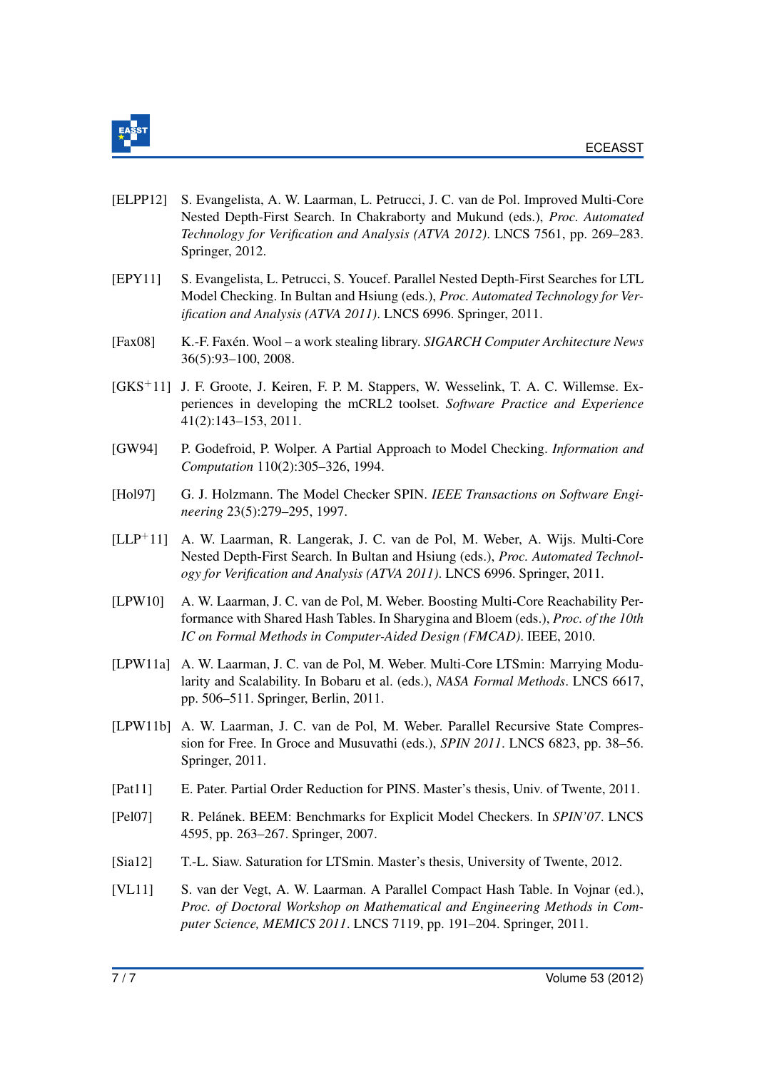[ELPP12] S. Evangelista, A. W. Laarman, L. Petrucci, J. C. van de Pol. Improved Multi-Core Nested Depth-First Search. In Chakraborty and Mukund (eds.), *Proc. Automated Technology for Verification and Analysis (ATVA 2012)*. LNCS 7561, pp. 269–283. Springer, 2012.

[EPY11] S. Evangelista, L. Petrucci, S. Youcef. Parallel Nested Depth-First Searches for LTL Model Checking. In Bultan and Hsiung (eds.), *Proc. Automated Technology for Verification and Analysis (ATVA 2011)*. LNCS 6996. Springer, 2011.

[Fax08] K.-F. Faxén. Wool – a work stealing library. *SIGARCH Computer Architecture News* 36(5):93–100, 2008.

[GKS+11] J. F. Groote, J. Keiren, F. P. M. Stappers, W. Wesselink, T. A. C. Willemse. Experiences in developing the mCRL2 toolset. *Software Practice and Experience* 41(2):143–153, 2011.

[GW94] P. Godefroid, P. Wolper. A Partial Approach to Model Checking. *Information and Computation* 110(2):305–326, 1994.

[Hol97] G. J. Holzmann. The Model Checker SPIN. *IEEE Transactions on Software Engineering* 23(5):279–295, 1997.

[LLP+11] A. W. Laarman, R. Langerak, J. C. van de Pol, M. Weber, A. Wijs. Multi-Core Nested Depth-First Search. In Bultan and Hsiung (eds.), *Proc. Automated Technology for Verification and Analysis (ATVA 2011)*. LNCS 6996. Springer, 2011.

[LPW10] A. W. Laarman, J. C. van de Pol, M. Weber. Boosting Multi-Core Reachability Performance with Shared Hash Tables. In Sharygina and Bloem (eds.), *Proc. of the 10th IC on Formal Methods in Computer-Aided Design (FMCAD)*. IEEE, 2010.

[LPW11a] A. W. Laarman, J. C. van de Pol, M. Weber. Multi-Core LTSmin: Marrying Modularity and Scalability. In Bobaru et al. (eds.), *NASA Formal Methods*. LNCS 6617, pp. 506–511. Springer, Berlin, 2011.

[LPW11b] A. W. Laarman, J. C. van de Pol, M. Weber. Parallel Recursive State Compression for Free. In Groce and Musuvathi (eds.), *SPIN 2011*. LNCS 6823, pp. 38–56. Springer, 2011.

[Pat11] E. Pater. Partial Order Reduction for PINS. Master's thesis, Univ. of Twente, 2011.

[Pel07] R. Pelánek. BEEM: Benchmarks for Explicit Model Checkers. In *SPIN'07*. LNCS 4595, pp. 263–267. Springer, 2007.

[Sia12] T.-L. Siaw. Saturation for LTSmin. Master's thesis, University of Twente, 2012.

[VL11] S. van der Vegt, A. W. Laarman. A Parallel Compact Hash Table. In Vojnar (ed.), *Proc. of Doctoral Workshop on Mathematical and Engineering Methods in Computer Science, MEMICS 2011*. LNCS 7119, pp. 191–204. Springer, 2011.